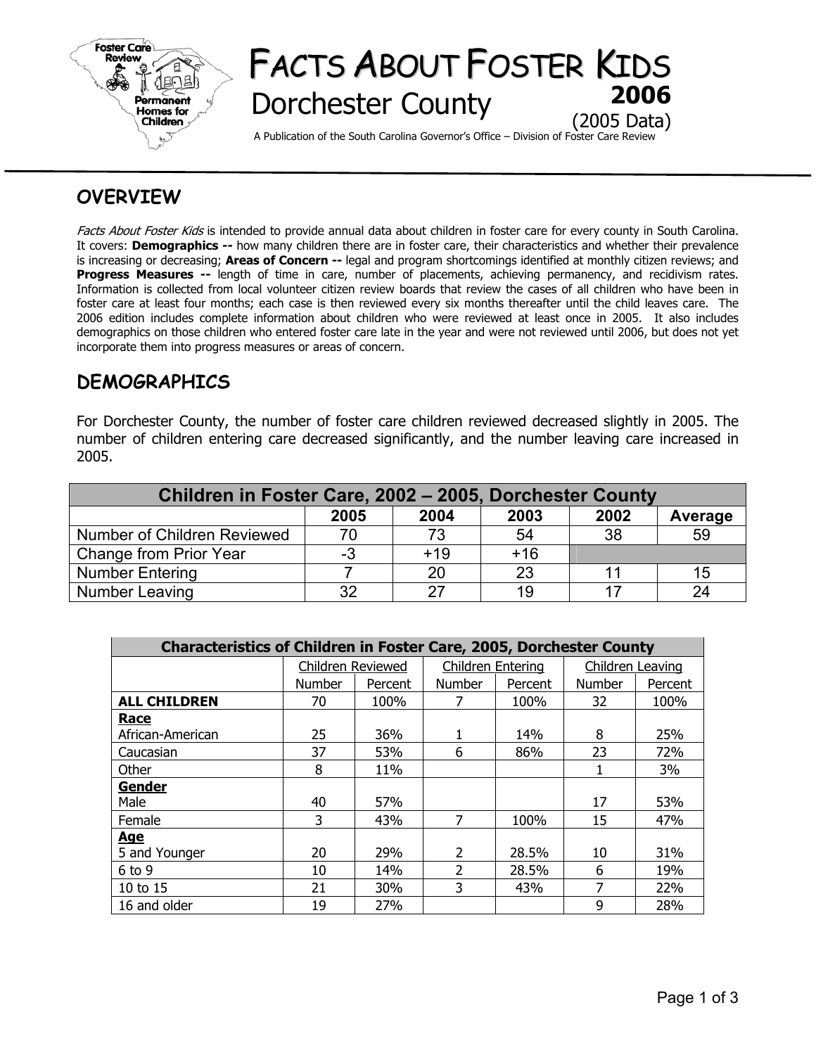# FACTS ABOUT FOSTER KIDS

## Dorchester County

**2006**

(2005 Data)

A Publication of the South Carolina Governor's Office – Division of Foster Care Review

## OVERVIEW

*Facts About Foster Kids* is intended to provide annual data about children in foster care for every county in South Carolina. It covers: **Demographics --** how many children there are in foster care, their characteristics and whether their prevalence is increasing or decreasing; **Areas of Concern --** legal and program shortcomings identified at monthly citizen reviews; and **Progress Measures --** length of time in care, number of placements, achieving permanency, and recidivism rates. Information is collected from local volunteer citizen review boards that review the cases of all children who have been in foster care at least four months; each case is then reviewed every six months thereafter until the child leaves care. The 2006 edition includes complete information about children who were reviewed at least once in 2005. It also includes demographics on those children who entered foster care late in the year and were not reviewed until 2006, but does not yet incorporate them into progress measures or areas of concern.

## DEMOGRAPHICS

For Dorchester County, the number of foster care children reviewed decreased slightly in 2005. The number of children entering care decreased significantly, and the number leaving care increased in 2005.

| Children in Foster Care, 2002 – 2005, Dorchester County | | | | | |
|---|---|---|---|---|---|
| | **2005** | **2004** | **2003** | **2002** | **Average** |
| Number of Children Reviewed | 70 | 73 | 54 | 38 | 59 |
| Change from Prior Year | -3 | +19 | +16 | | |
| Number Entering | 7 | 20 | 23 | 11 | 15 |
| Number Leaving | 32 | 27 | 19 | 17 | 24 |

| Characteristics of Children in Foster Care, 2005, Dorchester County | | | | | | |
|---|---|---|---|---|---|---|
| | Children Reviewed | | Children Entering | | Children Leaving | |
| | Number | Percent | Number | Percent | Number | Percent |
| **ALL CHILDREN** | 70 | 100% | 7 | 100% | 32 | 100% |
| **Race** | | | | | | |
| African-American | 25 | 36% | 1 | 14% | 8 | 25% |
| Caucasian | 37 | 53% | 6 | 86% | 23 | 72% |
| Other | 8 | 11% | | | 1 | 3% |
| **Gender** | | | | | | |
| Male | 40 | 57% | | | 17 | 53% |
| Female | 3 | 43% | 7 | 100% | 15 | 47% |
| **Age** | | | | | | |
| 5 and Younger | 20 | 29% | 2 | 28.5% | 10 | 31% |
| 6 to 9 | 10 | 14% | 2 | 28.5% | 6 | 19% |
| 10 to 15 | 21 | 30% | 3 | 43% | 7 | 22% |
| 16 and older | 19 | 27% | | | 9 | 28% |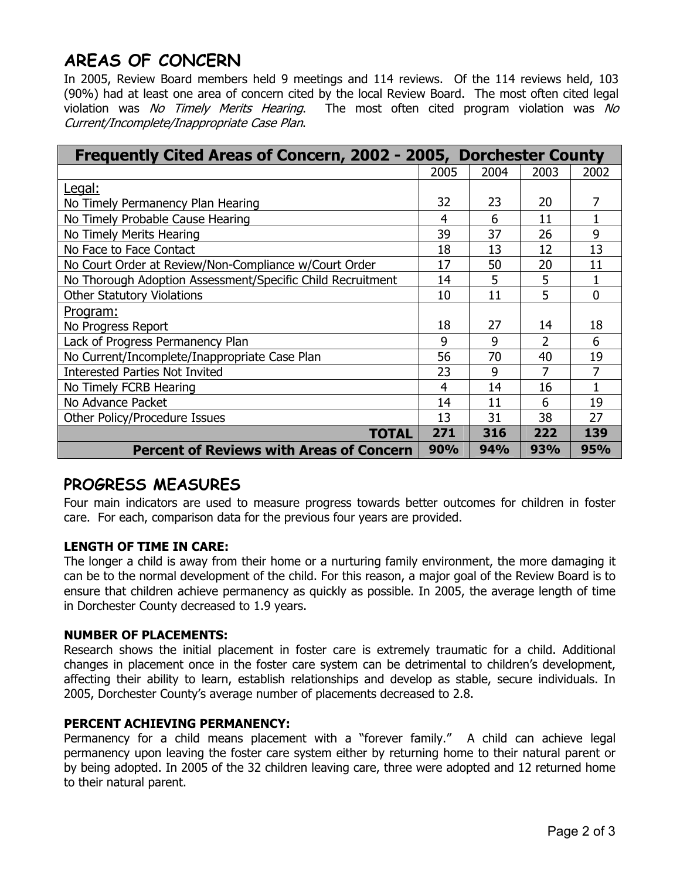## AREAS OF CONCERN

In 2005, Review Board members held 9 meetings and 114 reviews. Of the 114 reviews held, 103 (90%) had at least one area of concern cited by the local Review Board. The most often cited legal violation was *No Timely Merits Hearing*. The most often cited program violation was *No Current/Incomplete/Inappropriate Case Plan*.

| Frequently Cited Areas of Concern, 2002 - 2005, Dorchester County | | | | |
|---|---|---|---|---|
| | 2005 | 2004 | 2003 | 2002 |
| Legal: | | | | |
| No Timely Permanency Plan Hearing | 32 | 23 | 20 | 7 |
| No Timely Probable Cause Hearing | 4 | 6 | 11 | 1 |
| No Timely Merits Hearing | 39 | 37 | 26 | 9 |
| No Face to Face Contact | 18 | 13 | 12 | 13 |
| No Court Order at Review/Non-Compliance w/Court Order | 17 | 50 | 20 | 11 |
| No Thorough Adoption Assessment/Specific Child Recruitment | 14 | 5 | 5 | 1 |
| Other Statutory Violations | 10 | 11 | 5 | 0 |
| Program: | | | | |
| No Progress Report | 18 | 27 | 14 | 18 |
| Lack of Progress Permanency Plan | 9 | 9 | 2 | 6 |
| No Current/Incomplete/Inappropriate Case Plan | 56 | 70 | 40 | 19 |
| Interested Parties Not Invited | 23 | 9 | 7 | 7 |
| No Timely FCRB Hearing | 4 | 14 | 16 | 1 |
| No Advance Packet | 14 | 11 | 6 | 19 |
| Other Policy/Procedure Issues | 13 | 31 | 38 | 27 |
| **TOTAL** | **271** | **316** | **222** | **139** |
| **Percent of Reviews with Areas of Concern** | **90%** | **94%** | **93%** | **95%** |

## PROGRESS MEASURES

Four main indicators are used to measure progress towards better outcomes for children in foster care. For each, comparison data for the previous four years are provided.

### LENGTH OF TIME IN CARE:

The longer a child is away from their home or a nurturing family environment, the more damaging it can be to the normal development of the child. For this reason, a major goal of the Review Board is to ensure that children achieve permanency as quickly as possible. In 2005, the average length of time in Dorchester County decreased to 1.9 years.

### NUMBER OF PLACEMENTS:

Research shows the initial placement in foster care is extremely traumatic for a child. Additional changes in placement once in the foster care system can be detrimental to children's development, affecting their ability to learn, establish relationships and develop as stable, secure individuals. In 2005, Dorchester County's average number of placements decreased to 2.8.

### PERCENT ACHIEVING PERMANENCY:

Permanency for a child means placement with a "forever family." A child can achieve legal permanency upon leaving the foster care system either by returning home to their natural parent or by being adopted. In 2005 of the 32 children leaving care, three were adopted and 12 returned home to their natural parent.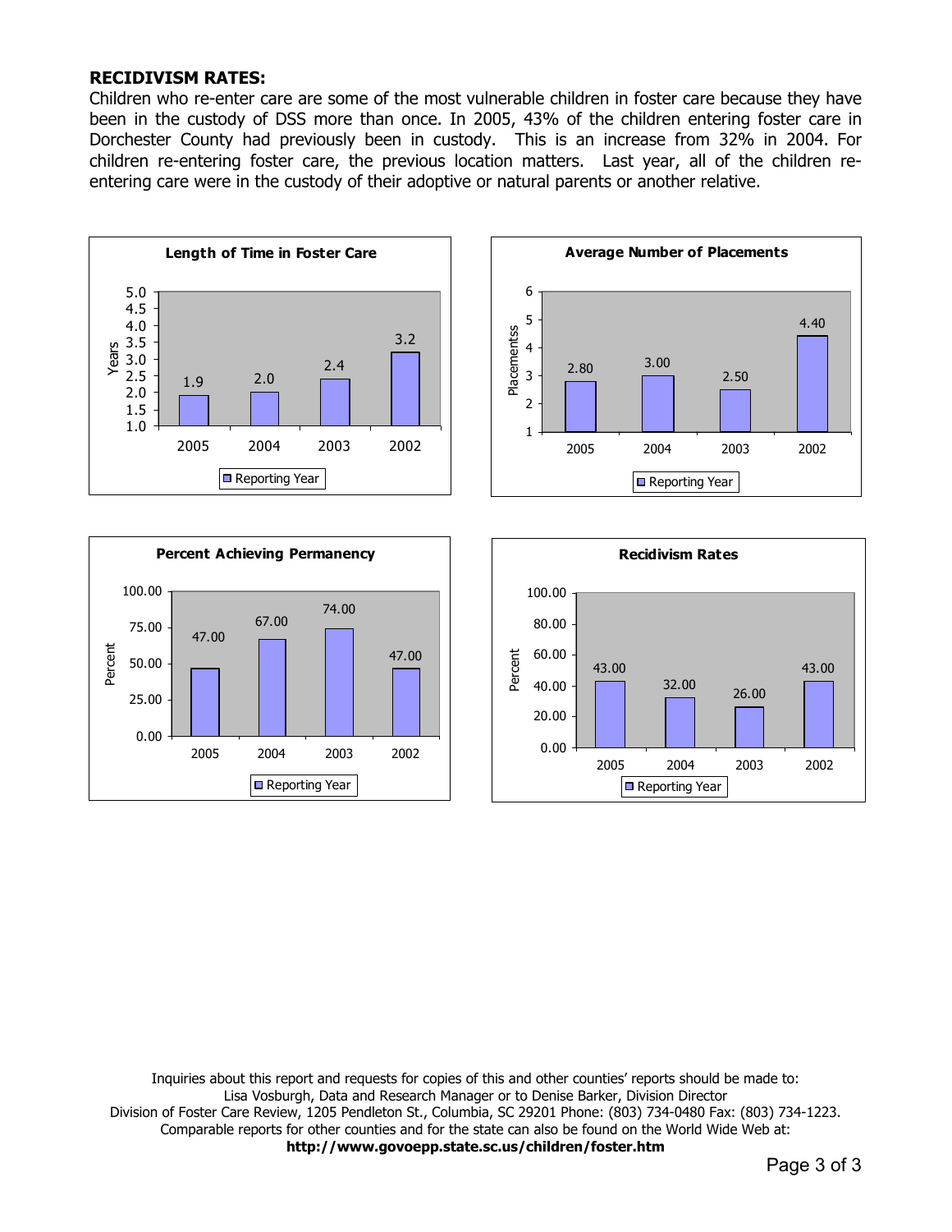**RECIDIVISM RATES:**

Children who re-enter care are some of the most vulnerable children in foster care because they have been in the custody of DSS more than once. In 2005, 43% of the children entering foster care in Dorchester County had previously been in custody. This is an increase from 32% in 2004. For children re-entering foster care, the previous location matters. Last year, all of the children re-entering care were in the custody of their adoptive or natural parents or another relative.

**Length of Time in Foster Care**

Years

5.0
4.5
4.0
3.5
3.0
2.5
2.0
1.5
1.0

1.9
2.0
2.4
3.2

2005
2004
2003
2002

Reporting Year

**Average Number of Placements**

Placementss

6
5
4
3
2
1

2.80
3.00
2.50
4.40

2005
2004
2003
2002

Reporting Year

**Percent Achieving Permanency**

Percent

100.00
75.00
50.00
25.00
0.00

47.00
67.00
74.00
47.00

2005
2004
2003
2002

Reporting Year

**Recidivism Rates**

Percent

100.00
80.00
60.00
40.00
20.00
0.00

43.00
32.00
26.00
43.00

2005
2004
2003
2002

Reporting Year

Inquiries about this report and requests for copies of this and other counties' reports should be made to:
Lisa Vosburgh, Data and Research Manager or to Denise Barker, Division Director
Division of Foster Care Review, 1205 Pendleton St., Columbia, SC 29201 Phone: (803) 734-0480 Fax: (803) 734-1223.
Comparable reports for other counties and for the state can also be found on the World Wide Web at:
**http://www.govoepp.state.sc.us/children/foster.htm**